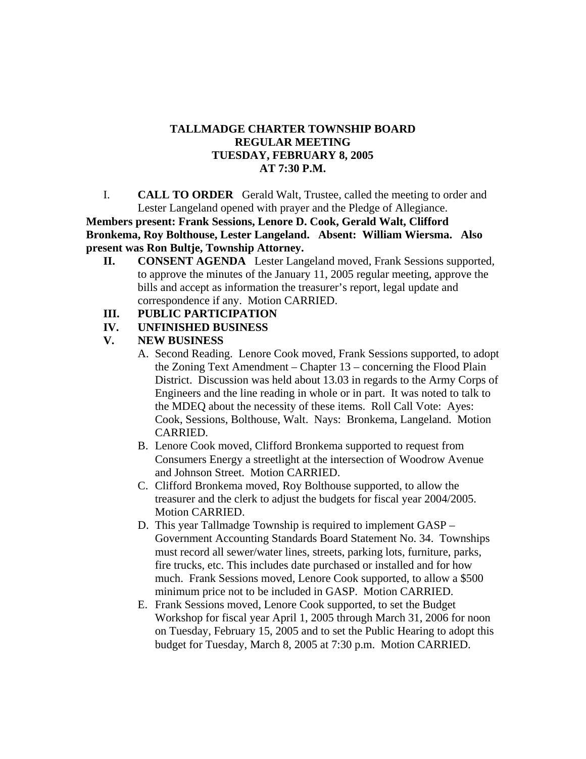**TALLMADGE CHARTER TOWNSHIP BOARD**
**REGULAR MEETING**
**TUESDAY, FEBRUARY 8, 2005**
**AT 7:30 P.M.**

I. **CALL TO ORDER** Gerald Walt, Trustee, called the meeting to order and Lester Langeland opened with prayer and the Pledge of Allegiance.

**Members present: Frank Sessions, Lenore D. Cook, Gerald Walt, Clifford Bronkema, Roy Bolthouse, Lester Langeland. Absent: William Wiersma. Also present was Ron Bultje, Township Attorney.**

**II. CONSENT AGENDA** Lester Langeland moved, Frank Sessions supported, to approve the minutes of the January 11, 2005 regular meeting, approve the bills and accept as information the treasurer's report, legal update and correspondence if any. Motion CARRIED.

**III. PUBLIC PARTICIPATION**

**IV. UNFINISHED BUSINESS**

**V. NEW BUSINESS**

A. Second Reading. Lenore Cook moved, Frank Sessions supported, to adopt the Zoning Text Amendment – Chapter 13 – concerning the Flood Plain District. Discussion was held about 13.03 in regards to the Army Corps of Engineers and the line reading in whole or in part. It was noted to talk to the MDEQ about the necessity of these items. Roll Call Vote: Ayes: Cook, Sessions, Bolthouse, Walt. Nays: Bronkema, Langeland. Motion CARRIED.

B. Lenore Cook moved, Clifford Bronkema supported to request from Consumers Energy a streetlight at the intersection of Woodrow Avenue and Johnson Street. Motion CARRIED.

C. Clifford Bronkema moved, Roy Bolthouse supported, to allow the treasurer and the clerk to adjust the budgets for fiscal year 2004/2005. Motion CARRIED.

D. This year Tallmadge Township is required to implement GASP – Government Accounting Standards Board Statement No. 34. Townships must record all sewer/water lines, streets, parking lots, furniture, parks, fire trucks, etc. This includes date purchased or installed and for how much. Frank Sessions moved, Lenore Cook supported, to allow a $500 minimum price not to be included in GASP. Motion CARRIED.

E. Frank Sessions moved, Lenore Cook supported, to set the Budget Workshop for fiscal year April 1, 2005 through March 31, 2006 for noon on Tuesday, February 15, 2005 and to set the Public Hearing to adopt this budget for Tuesday, March 8, 2005 at 7:30 p.m. Motion CARRIED.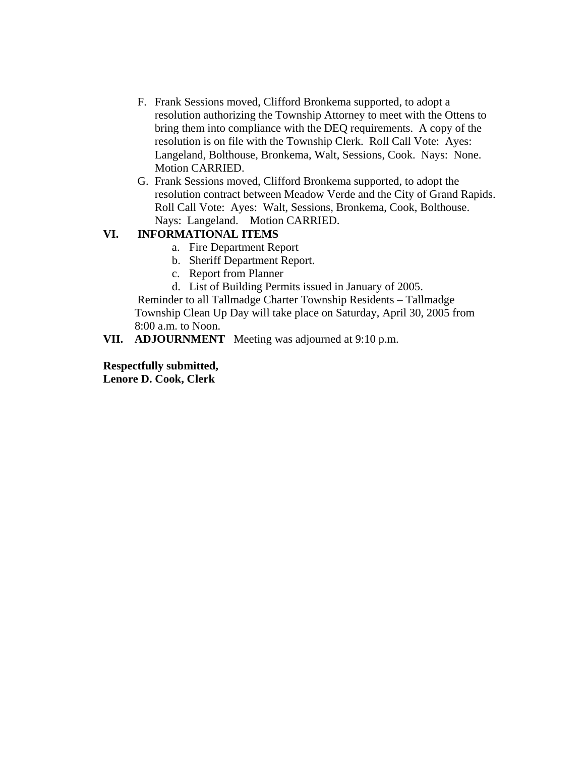F. Frank Sessions moved, Clifford Bronkema supported, to adopt a resolution authorizing the Township Attorney to meet with the Ottens to bring them into compliance with the DEQ requirements. A copy of the resolution is on file with the Township Clerk. Roll Call Vote: Ayes: Langeland, Bolthouse, Bronkema, Walt, Sessions, Cook. Nays: None. Motion CARRIED.

G. Frank Sessions moved, Clifford Bronkema supported, to adopt the resolution contract between Meadow Verde and the City of Grand Rapids. Roll Call Vote: Ayes: Walt, Sessions, Bronkema, Cook, Bolthouse. Nays: Langeland. Motion CARRIED.

**VI. INFORMATIONAL ITEMS**

a. Fire Department Report
b. Sheriff Department Report.
c. Report from Planner
d. List of Building Permits issued in January of 2005.

Reminder to all Tallmadge Charter Township Residents – Tallmadge Township Clean Up Day will take place on Saturday, April 30, 2005 from 8:00 a.m. to Noon.

**VII. ADJOURNMENT** Meeting was adjourned at 9:10 p.m.

**Respectfully submitted,**
**Lenore D. Cook, Clerk**